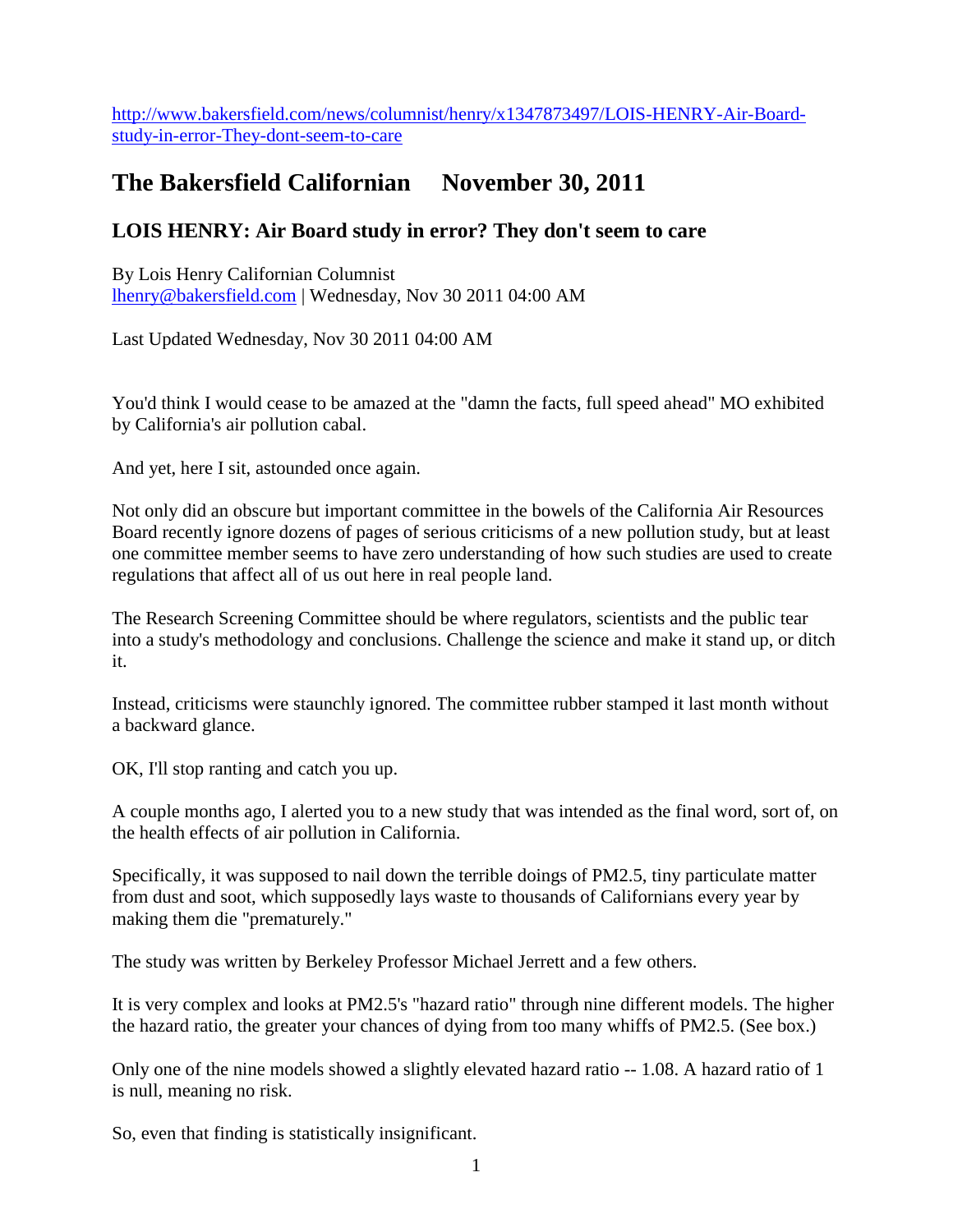http://www.bakersfield.com/news/columnist/henry/x1347873497/LOIS-HENRY-Air-Board-study-in-error-They-dont-seem-to-care

# The Bakersfield Californian November 30, 2011

## LOIS HENRY: Air Board study in error? They don't seem to care

By Lois Henry Californian Columnist
lhenry@bakersfield.com | Wednesday, Nov 30 2011 04:00 AM

Last Updated Wednesday, Nov 30 2011 04:00 AM

You'd think I would cease to be amazed at the "damn the facts, full speed ahead" MO exhibited by California's air pollution cabal.

And yet, here I sit, astounded once again.

Not only did an obscure but important committee in the bowels of the California Air Resources Board recently ignore dozens of pages of serious criticisms of a new pollution study, but at least one committee member seems to have zero understanding of how such studies are used to create regulations that affect all of us out here in real people land.

The Research Screening Committee should be where regulators, scientists and the public tear into a study's methodology and conclusions. Challenge the science and make it stand up, or ditch it.

Instead, criticisms were staunchly ignored. The committee rubber stamped it last month without a backward glance.

OK, I'll stop ranting and catch you up.

A couple months ago, I alerted you to a new study that was intended as the final word, sort of, on the health effects of air pollution in California.

Specifically, it was supposed to nail down the terrible doings of PM2.5, tiny particulate matter from dust and soot, which supposedly lays waste to thousands of Californians every year by making them die "prematurely."

The study was written by Berkeley Professor Michael Jerrett and a few others.

It is very complex and looks at PM2.5's "hazard ratio" through nine different models. The higher the hazard ratio, the greater your chances of dying from too many whiffs of PM2.5. (See box.)

Only one of the nine models showed a slightly elevated hazard ratio -- 1.08. A hazard ratio of 1 is null, meaning no risk.

So, even that finding is statistically insignificant.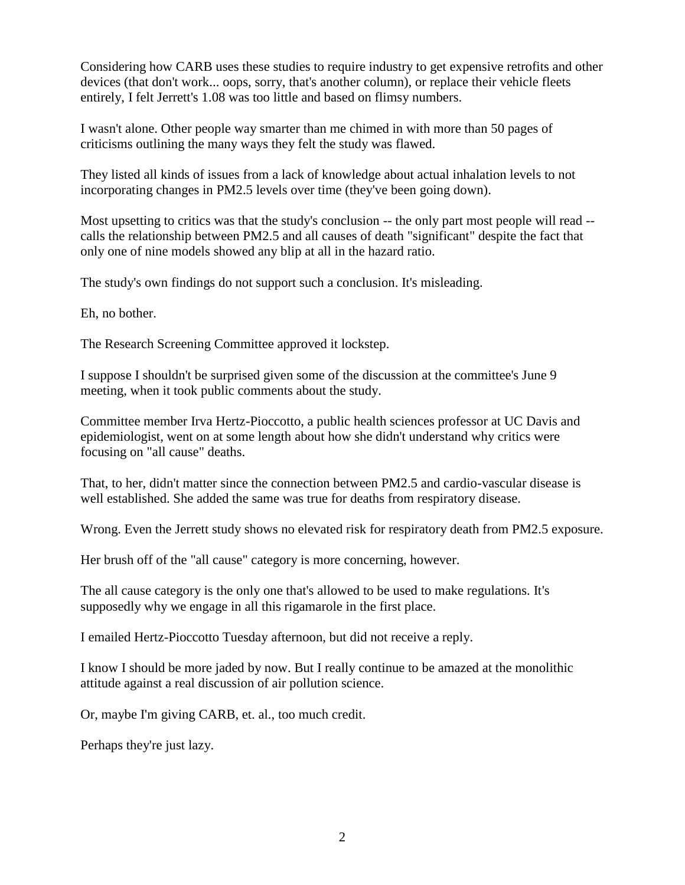Considering how CARB uses these studies to require industry to get expensive retrofits and other devices (that don't work... oops, sorry, that's another column), or replace their vehicle fleets entirely, I felt Jerrett's 1.08 was too little and based on flimsy numbers.

I wasn't alone. Other people way smarter than me chimed in with more than 50 pages of criticisms outlining the many ways they felt the study was flawed.

They listed all kinds of issues from a lack of knowledge about actual inhalation levels to not incorporating changes in PM2.5 levels over time (they've been going down).

Most upsetting to critics was that the study's conclusion -- the only part most people will read -- calls the relationship between PM2.5 and all causes of death "significant" despite the fact that only one of nine models showed any blip at all in the hazard ratio.

The study's own findings do not support such a conclusion. It's misleading.

Eh, no bother.

The Research Screening Committee approved it lockstep.

I suppose I shouldn't be surprised given some of the discussion at the committee's June 9 meeting, when it took public comments about the study.

Committee member Irva Hertz-Pioccotto, a public health sciences professor at UC Davis and epidemiologist, went on at some length about how she didn't understand why critics were focusing on "all cause" deaths.

That, to her, didn't matter since the connection between PM2.5 and cardio-vascular disease is well established. She added the same was true for deaths from respiratory disease.

Wrong. Even the Jerrett study shows no elevated risk for respiratory death from PM2.5 exposure.

Her brush off of the "all cause" category is more concerning, however.

The all cause category is the only one that's allowed to be used to make regulations. It's supposedly why we engage in all this rigamarole in the first place.

I emailed Hertz-Pioccotto Tuesday afternoon, but did not receive a reply.

I know I should be more jaded by now. But I really continue to be amazed at the monolithic attitude against a real discussion of air pollution science.

Or, maybe I'm giving CARB, et. al., too much credit.

Perhaps they're just lazy.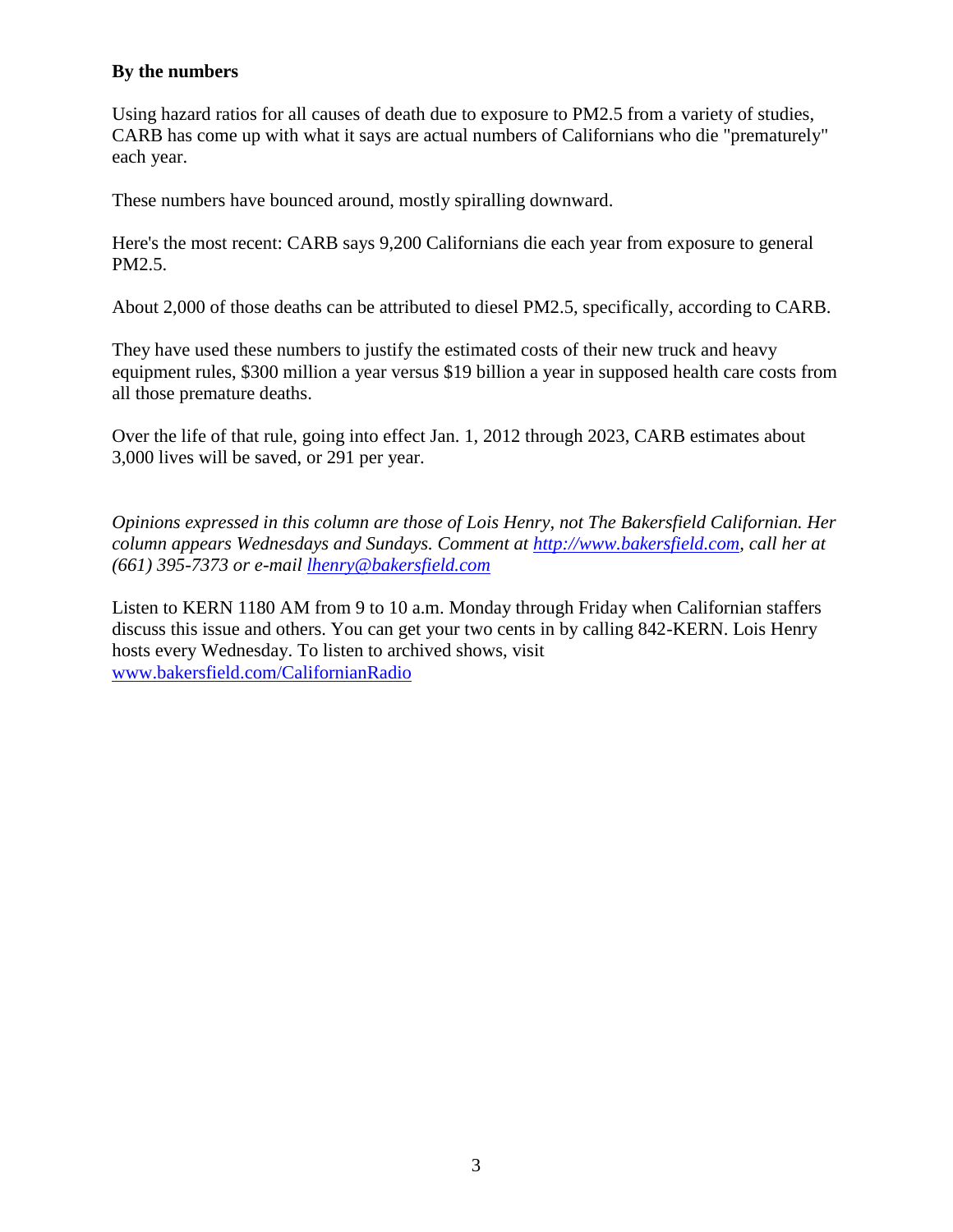**By the numbers**

Using hazard ratios for all causes of death due to exposure to PM2.5 from a variety of studies, CARB has come up with what it says are actual numbers of Californians who die "prematurely" each year.

These numbers have bounced around, mostly spiralling downward.

Here's the most recent: CARB says 9,200 Californians die each year from exposure to general PM2.5.

About 2,000 of those deaths can be attributed to diesel PM2.5, specifically, according to CARB.

They have used these numbers to justify the estimated costs of their new truck and heavy equipment rules, $300 million a year versus $19 billion a year in supposed health care costs from all those premature deaths.

Over the life of that rule, going into effect Jan. 1, 2012 through 2023, CARB estimates about 3,000 lives will be saved, or 291 per year.

*Opinions expressed in this column are those of Lois Henry, not The Bakersfield Californian. Her column appears Wednesdays and Sundays. Comment at [http://www.bakersfield.com](http://www.bakersfield.com), call her at (661) 395-7373 or e-mail [lhenry@bakersfield.com](mailto:lhenry@bakersfield.com)*

Listen to KERN 1180 AM from 9 to 10 a.m. Monday through Friday when Californian staffers discuss this issue and others. You can get your two cents in by calling 842-KERN. Lois Henry hosts every Wednesday. To listen to archived shows, visit [www.bakersfield.com/CalifornianRadio](http://www.bakersfield.com/CalifornianRadio)